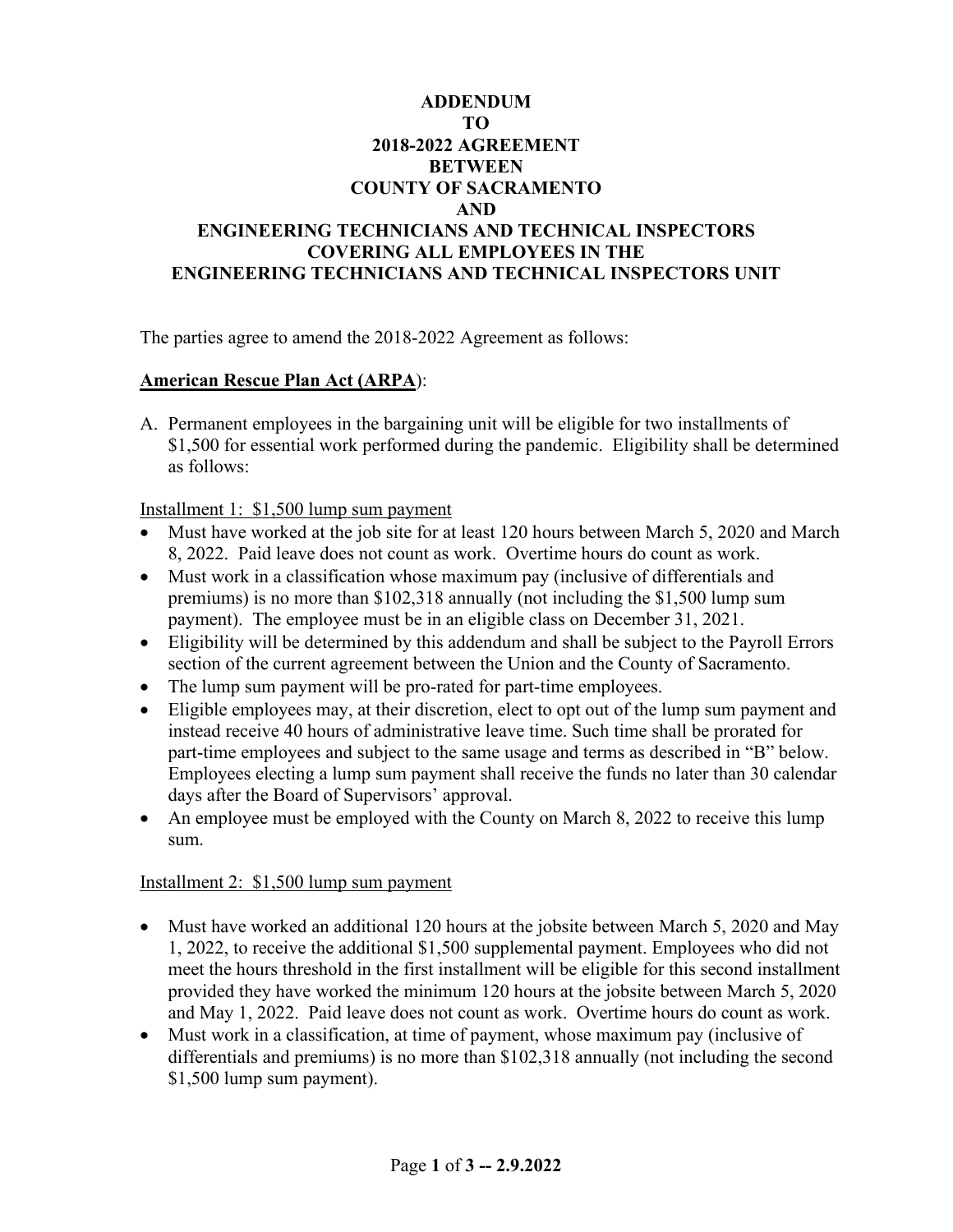# ADDENDUM TO 2018-2022 AGREEMENT BETWEEN COUNTY OF SACRAMENTO AND ENGINEERING TECHNICIANS AND TECHNICAL INSPECTORS COVERING ALL EMPLOYEES IN THE ENGINEERING TECHNICIANS AND TECHNICAL INSPECTORS UNIT

The parties agree to amend the 2018-2022 Agreement as follows:

**American Rescue Plan Act (ARPA)**:

A. Permanent employees in the bargaining unit will be eligible for two installments of $1,500 for essential work performed during the pandemic. Eligibility shall be determined as follows:

Installment 1: $1,500 lump sum payment

- Must have worked at the job site for at least 120 hours between March 5, 2020 and March 8, 2022. Paid leave does not count as work. Overtime hours do count as work.
- Must work in a classification whose maximum pay (inclusive of differentials and premiums) is no more than $102,318 annually (not including the $1,500 lump sum payment). The employee must be in an eligible class on December 31, 2021.
- Eligibility will be determined by this addendum and shall be subject to the Payroll Errors section of the current agreement between the Union and the County of Sacramento.
- The lump sum payment will be pro-rated for part-time employees.
- Eligible employees may, at their discretion, elect to opt out of the lump sum payment and instead receive 40 hours of administrative leave time. Such time shall be prorated for part-time employees and subject to the same usage and terms as described in "B" below. Employees electing a lump sum payment shall receive the funds no later than 30 calendar days after the Board of Supervisors' approval.
- An employee must be employed with the County on March 8, 2022 to receive this lump sum.

Installment 2: $1,500 lump sum payment

- Must have worked an additional 120 hours at the jobsite between March 5, 2020 and May 1, 2022, to receive the additional $1,500 supplemental payment. Employees who did not meet the hours threshold in the first installment will be eligible for this second installment provided they have worked the minimum 120 hours at the jobsite between March 5, 2020 and May 1, 2022. Paid leave does not count as work. Overtime hours do count as work.
- Must work in a classification, at time of payment, whose maximum pay (inclusive of differentials and premiums) is no more than $102,318 annually (not including the second $1,500 lump sum payment).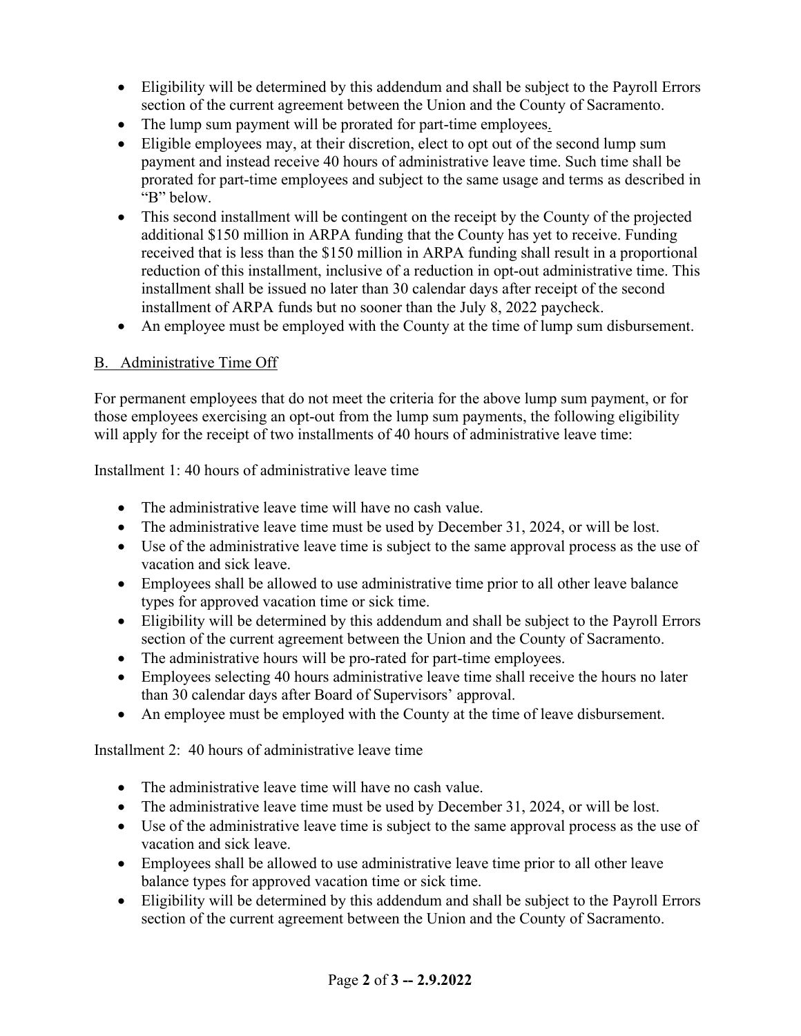- Eligibility will be determined by this addendum and shall be subject to the Payroll Errors section of the current agreement between the Union and the County of Sacramento.
- The lump sum payment will be prorated for part-time employees.
- Eligible employees may, at their discretion, elect to opt out of the second lump sum payment and instead receive 40 hours of administrative leave time. Such time shall be prorated for part-time employees and subject to the same usage and terms as described in "B" below.
- This second installment will be contingent on the receipt by the County of the projected additional $150 million in ARPA funding that the County has yet to receive. Funding received that is less than the $150 million in ARPA funding shall result in a proportional reduction of this installment, inclusive of a reduction in opt-out administrative time. This installment shall be issued no later than 30 calendar days after receipt of the second installment of ARPA funds but no sooner than the July 8, 2022 paycheck.
- An employee must be employed with the County at the time of lump sum disbursement.

B. Administrative Time Off

For permanent employees that do not meet the criteria for the above lump sum payment, or for those employees exercising an opt-out from the lump sum payments, the following eligibility will apply for the receipt of two installments of 40 hours of administrative leave time:

Installment 1: 40 hours of administrative leave time

- The administrative leave time will have no cash value.
- The administrative leave time must be used by December 31, 2024, or will be lost.
- Use of the administrative leave time is subject to the same approval process as the use of vacation and sick leave.
- Employees shall be allowed to use administrative time prior to all other leave balance types for approved vacation time or sick time.
- Eligibility will be determined by this addendum and shall be subject to the Payroll Errors section of the current agreement between the Union and the County of Sacramento.
- The administrative hours will be pro-rated for part-time employees.
- Employees selecting 40 hours administrative leave time shall receive the hours no later than 30 calendar days after Board of Supervisors' approval.
- An employee must be employed with the County at the time of leave disbursement.

Installment 2: 40 hours of administrative leave time

- The administrative leave time will have no cash value.
- The administrative leave time must be used by December 31, 2024, or will be lost.
- Use of the administrative leave time is subject to the same approval process as the use of vacation and sick leave.
- Employees shall be allowed to use administrative leave time prior to all other leave balance types for approved vacation time or sick time.
- Eligibility will be determined by this addendum and shall be subject to the Payroll Errors section of the current agreement between the Union and the County of Sacramento.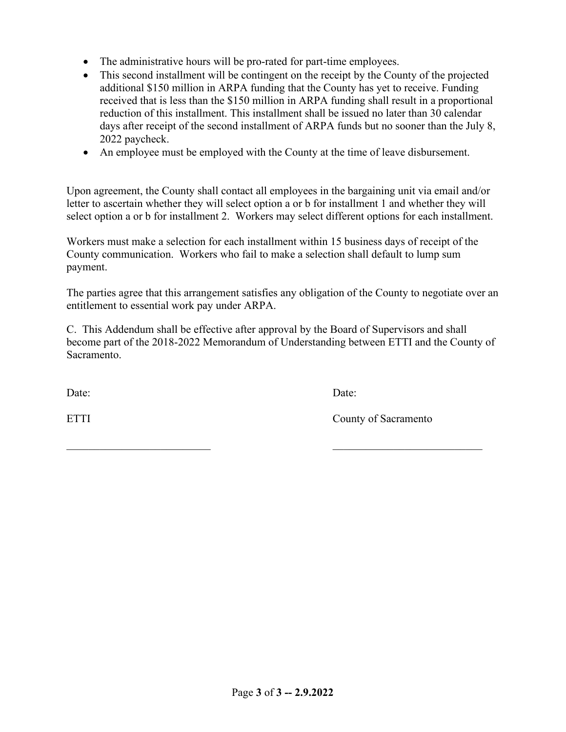- The administrative hours will be pro-rated for part-time employees.
- This second installment will be contingent on the receipt by the County of the projected additional $150 million in ARPA funding that the County has yet to receive. Funding received that is less than the $150 million in ARPA funding shall result in a proportional reduction of this installment. This installment shall be issued no later than 30 calendar days after receipt of the second installment of ARPA funds but no sooner than the July 8, 2022 paycheck.
- An employee must be employed with the County at the time of leave disbursement.

Upon agreement, the County shall contact all employees in the bargaining unit via email and/or letter to ascertain whether they will select option a or b for installment 1 and whether they will select option a or b for installment 2. Workers may select different options for each installment.

Workers must make a selection for each installment within 15 business days of receipt of the County communication. Workers who fail to make a selection shall default to lump sum payment.

The parties agree that this arrangement satisfies any obligation of the County to negotiate over an entitlement to essential work pay under ARPA.

C. This Addendum shall be effective after approval by the Board of Supervisors and shall become part of the 2018-2022 Memorandum of Understanding between ETTI and the County of Sacramento.

Date:

ETTI

\_\_\_\_\_\_\_\_\_\_\_\_\_\_\_\_\_\_\_\_\_\_\_\_\_\_

Date:

County of Sacramento

\_\_\_\_\_\_\_\_\_\_\_\_\_\_\_\_\_\_\_\_\_\_\_\_\_\_